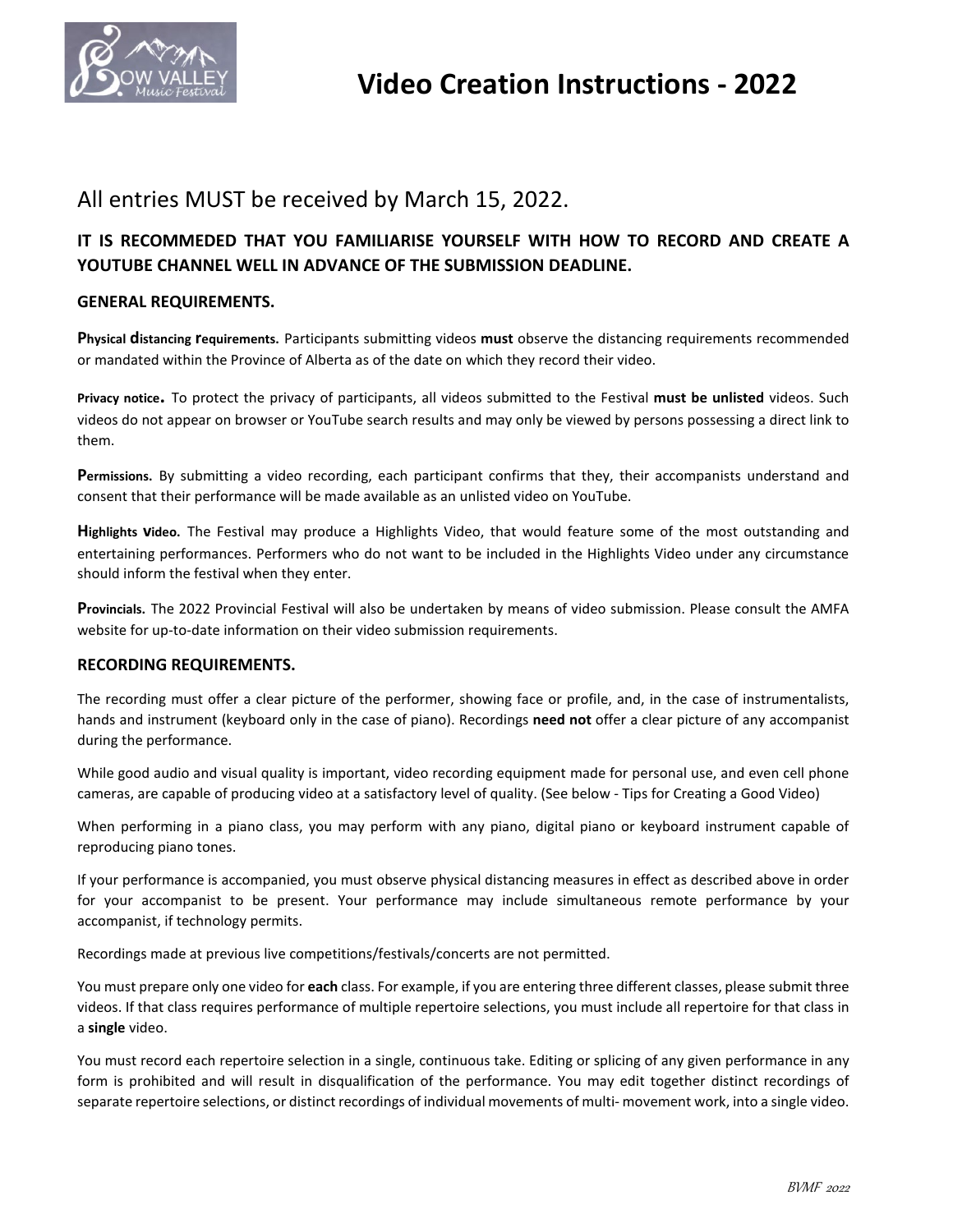# Video Creation Instructions - 2022

## All entries MUST be received by March 15, 2022.

**IT IS RECOMMEDED THAT YOU FAMILIARISE YOURSELF WITH HOW TO RECORD AND CREATE A YOUTUBE CHANNEL WELL IN ADVANCE OF THE SUBMISSION DEADLINE.**

### GENERAL REQUIREMENTS.

**Physical distancing requirements.** Participants submitting videos **must** observe the distancing requirements recommended or mandated within the Province of Alberta as of the date on which they record their video.

**Privacy notice.** To protect the privacy of participants, all videos submitted to the Festival **must be unlisted** videos. Such videos do not appear on browser or YouTube search results and may only be viewed by persons possessing a direct link to them.

**Permissions.** By submitting a video recording, each participant confirms that they, their accompanists understand and consent that their performance will be made available as an unlisted video on YouTube.

**Highlights Video.** The Festival may produce a Highlights Video, that would feature some of the most outstanding and entertaining performances. Performers who do not want to be included in the Highlights Video under any circumstance should inform the festival when they enter.

**Provincials.** The 2022 Provincial Festival will also be undertaken by means of video submission. Please consult the AMFA website for up-to-date information on their video submission requirements.

### RECORDING REQUIREMENTS.

The recording must offer a clear picture of the performer, showing face or profile, and, in the case of instrumentalists, hands and instrument (keyboard only in the case of piano). Recordings **need not** offer a clear picture of any accompanist during the performance.

While good audio and visual quality is important, video recording equipment made for personal use, and even cell phone cameras, are capable of producing video at a satisfactory level of quality. (See below - Tips for Creating a Good Video)

When performing in a piano class, you may perform with any piano, digital piano or keyboard instrument capable of reproducing piano tones.

If your performance is accompanied, you must observe physical distancing measures in effect as described above in order for your accompanist to be present. Your performance may include simultaneous remote performance by your accompanist, if technology permits.

Recordings made at previous live competitions/festivals/concerts are not permitted.

You must prepare only one video for **each** class. For example, if you are entering three different classes, please submit three videos. If that class requires performance of multiple repertoire selections, you must include all repertoire for that class in a **single** video.

You must record each repertoire selection in a single, continuous take. Editing or splicing of any given performance in any form is prohibited and will result in disqualification of the performance. You may edit together distinct recordings of separate repertoire selections, or distinct recordings of individual movements of multi- movement work, into a single video.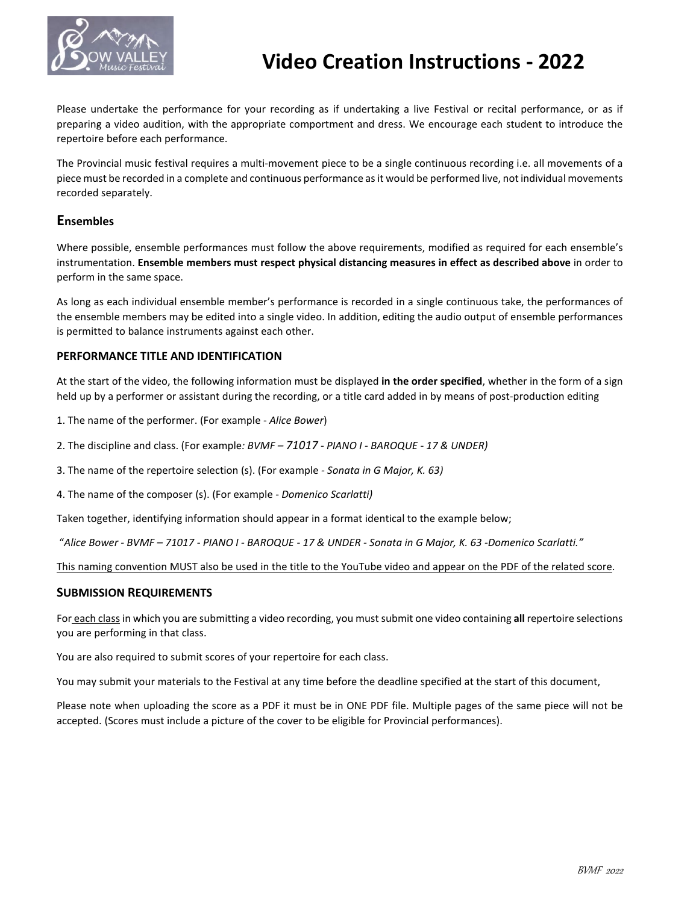# Video Creation Instructions - 2022

Please undertake the performance for your recording as if undertaking a live Festival or recital performance, or as if preparing a video audition, with the appropriate comportment and dress. We encourage each student to introduce the repertoire before each performance.

The Provincial music festival requires a multi-movement piece to be a single continuous recording i.e. all movements of a piece must be recorded in a complete and continuous performance as it would be performed live, not individual movements recorded separately.

## Ensembles

Where possible, ensemble performances must follow the above requirements, modified as required for each ensemble's instrumentation. **Ensemble members must respect physical distancing measures in effect as described above** in order to perform in the same space.

As long as each individual ensemble member's performance is recorded in a single continuous take, the performances of the ensemble members may be edited into a single video. In addition, editing the audio output of ensemble performances is permitted to balance instruments against each other.

### PERFORMANCE TITLE AND IDENTIFICATION

At the start of the video, the following information must be displayed **in the order specified**, whether in the form of a sign held up by a performer or assistant during the recording, or a title card added in by means of post-production editing

1. The name of the performer. (For example - *Alice Bower*)

2. The discipline and class. (For example*: BVMF – 71017 - PIANO I - BAROQUE - 17 & UNDER)*

3. The name of the repertoire selection (s). (For example - *Sonata in G Major, K. 63)*

4. The name of the composer (s). (For example - *Domenico Scarlatti)*

Taken together, identifying information should appear in a format identical to the example below;

"*Alice Bower - BVMF – 71017 - PIANO I - BAROQUE - 17 & UNDER - Sonata in G Major, K. 63 -Domenico Scarlatti."*

<u>This naming convention MUST also be used in the title to the YouTube video and appear on the PDF of the related score</u>.

### SUBMISSION REQUIREMENTS

For <u>each class</u> in which you are submitting a video recording, you must submit one video containing **all** repertoire selections you are performing in that class.

You are also required to submit scores of your repertoire for each class.

You may submit your materials to the Festival at any time before the deadline specified at the start of this document,

Please note when uploading the score as a PDF it must be in ONE PDF file. Multiple pages of the same piece will not be accepted. (Scores must include a picture of the cover to be eligible for Provincial performances).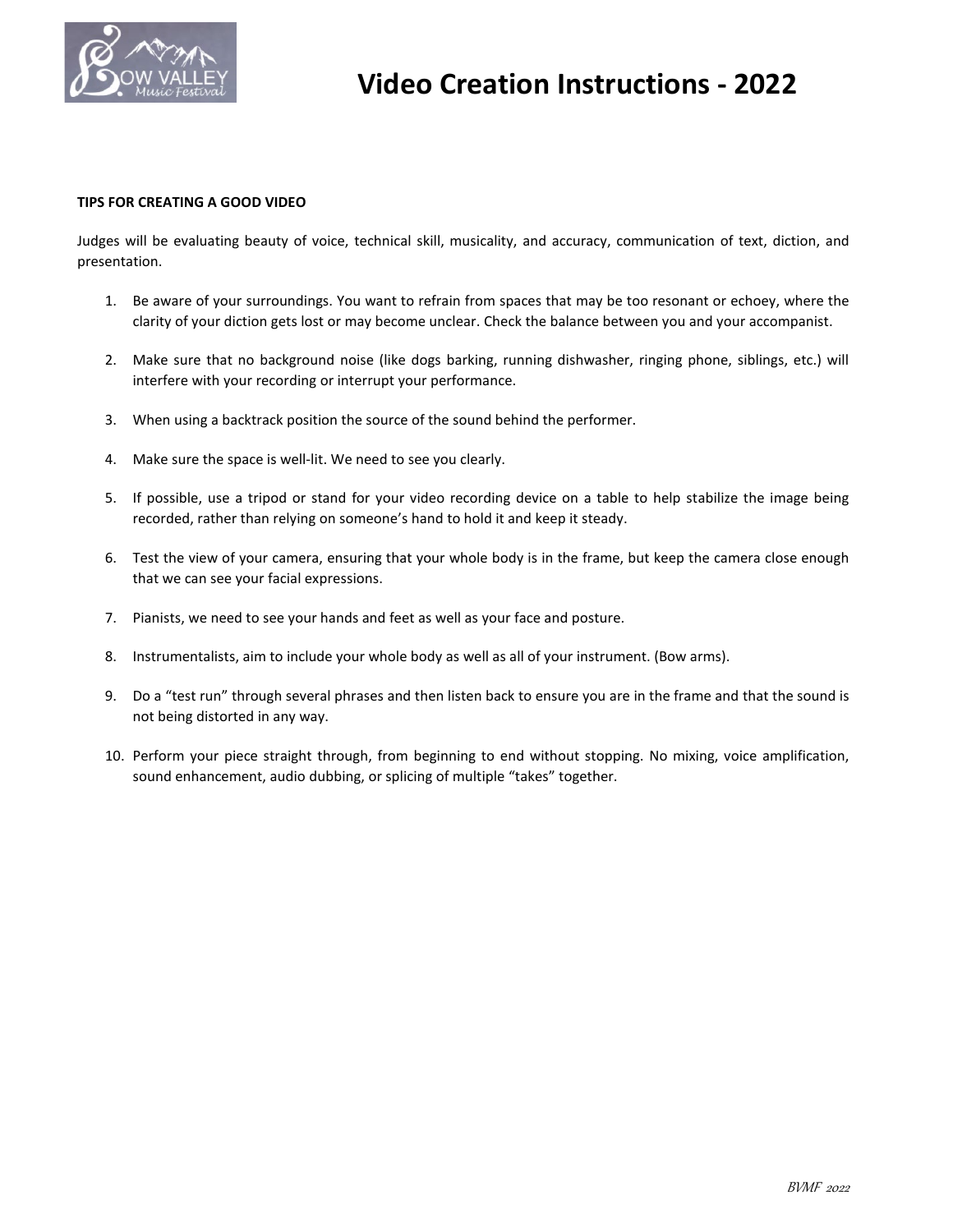# Video Creation Instructions - 2022

**TIPS FOR CREATING A GOOD VIDEO**

Judges will be evaluating beauty of voice, technical skill, musicality, and accuracy, communication of text, diction, and presentation.

1. Be aware of your surroundings. You want to refrain from spaces that may be too resonant or echoey, where the clarity of your diction gets lost or may become unclear. Check the balance between you and your accompanist.

2. Make sure that no background noise (like dogs barking, running dishwasher, ringing phone, siblings, etc.) will interfere with your recording or interrupt your performance.

3. When using a backtrack position the source of the sound behind the performer.

4. Make sure the space is well-lit. We need to see you clearly.

5. If possible, use a tripod or stand for your video recording device on a table to help stabilize the image being recorded, rather than relying on someone's hand to hold it and keep it steady.

6. Test the view of your camera, ensuring that your whole body is in the frame, but keep the camera close enough that we can see your facial expressions.

7. Pianists, we need to see your hands and feet as well as your face and posture.

8. Instrumentalists, aim to include your whole body as well as all of your instrument. (Bow arms).

9. Do a "test run" through several phrases and then listen back to ensure you are in the frame and that the sound is not being distorted in any way.

10. Perform your piece straight through, from beginning to end without stopping. No mixing, voice amplification, sound enhancement, audio dubbing, or splicing of multiple "takes" together.